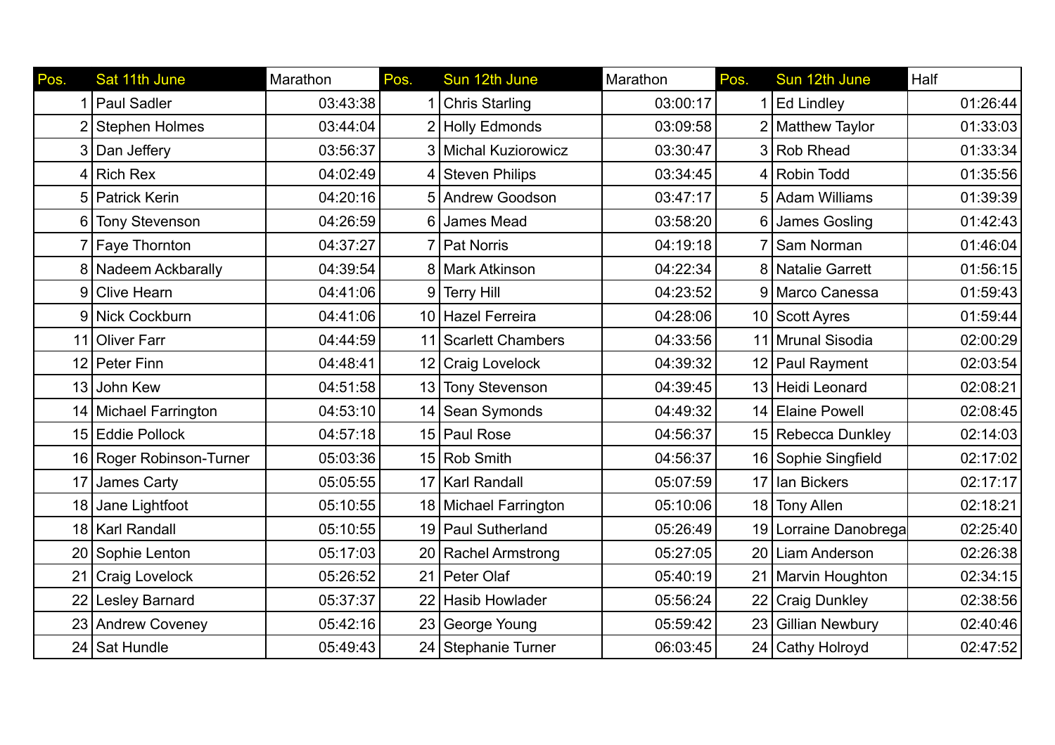| Pos. | Sat 11th June | Marathon | Pos. | Sun 12th June | Marathon | Pos. | Sun 12th June | Half |
|---|---|---|---|---|---|---|---|---|
| 1 | Paul Sadler | 03:43:38 | 1 | Chris Starling | 03:00:17 | 1 | Ed Lindley | 01:26:44 |
| 2 | Stephen Holmes | 03:44:04 | 2 | Holly Edmonds | 03:09:58 | 2 | Matthew Taylor | 01:33:03 |
| 3 | Dan Jeffery | 03:56:37 | 3 | Michal Kuziorowicz | 03:30:47 | 3 | Rob Rhead | 01:33:34 |
| 4 | Rich Rex | 04:02:49 | 4 | Steven Philips | 03:34:45 | 4 | Robin Todd | 01:35:56 |
| 5 | Patrick Kerin | 04:20:16 | 5 | Andrew Goodson | 03:47:17 | 5 | Adam Williams | 01:39:39 |
| 6 | Tony Stevenson | 04:26:59 | 6 | James Mead | 03:58:20 | 6 | James Gosling | 01:42:43 |
| 7 | Faye Thornton | 04:37:27 | 7 | Pat Norris | 04:19:18 | 7 | Sam Norman | 01:46:04 |
| 8 | Nadeem Ackbarally | 04:39:54 | 8 | Mark Atkinson | 04:22:34 | 8 | Natalie Garrett | 01:56:15 |
| 9 | Clive Hearn | 04:41:06 | 9 | Terry Hill | 04:23:52 | 9 | Marco Canessa | 01:59:43 |
| 9 | Nick Cockburn | 04:41:06 | 10 | Hazel Ferreira | 04:28:06 | 10 | Scott Ayres | 01:59:44 |
| 11 | Oliver Farr | 04:44:59 | 11 | Scarlett Chambers | 04:33:56 | 11 | Mrunal Sisodia | 02:00:29 |
| 12 | Peter Finn | 04:48:41 | 12 | Craig Lovelock | 04:39:32 | 12 | Paul Rayment | 02:03:54 |
| 13 | John Kew | 04:51:58 | 13 | Tony Stevenson | 04:39:45 | 13 | Heidi Leonard | 02:08:21 |
| 14 | Michael Farrington | 04:53:10 | 14 | Sean Symonds | 04:49:32 | 14 | Elaine Powell | 02:08:45 |
| 15 | Eddie Pollock | 04:57:18 | 15 | Paul Rose | 04:56:37 | 15 | Rebecca Dunkley | 02:14:03 |
| 16 | Roger Robinson-Turner | 05:03:36 | 15 | Rob Smith | 04:56:37 | 16 | Sophie Singfield | 02:17:02 |
| 17 | James Carty | 05:05:55 | 17 | Karl Randall | 05:07:59 | 17 | Ian Bickers | 02:17:17 |
| 18 | Jane Lightfoot | 05:10:55 | 18 | Michael Farrington | 05:10:06 | 18 | Tony Allen | 02:18:21 |
| 18 | Karl Randall | 05:10:55 | 19 | Paul Sutherland | 05:26:49 | 19 | Lorraine Danobrega | 02:25:40 |
| 20 | Sophie Lenton | 05:17:03 | 20 | Rachel Armstrong | 05:27:05 | 20 | Liam Anderson | 02:26:38 |
| 21 | Craig Lovelock | 05:26:52 | 21 | Peter Olaf | 05:40:19 | 21 | Marvin Houghton | 02:34:15 |
| 22 | Lesley Barnard | 05:37:37 | 22 | Hasib Howlader | 05:56:24 | 22 | Craig Dunkley | 02:38:56 |
| 23 | Andrew Coveney | 05:42:16 | 23 | George Young | 05:59:42 | 23 | Gillian Newbury | 02:40:46 |
| 24 | Sat Hundle | 05:49:43 | 24 | Stephanie Turner | 06:03:45 | 24 | Cathy Holroyd | 02:47:52 |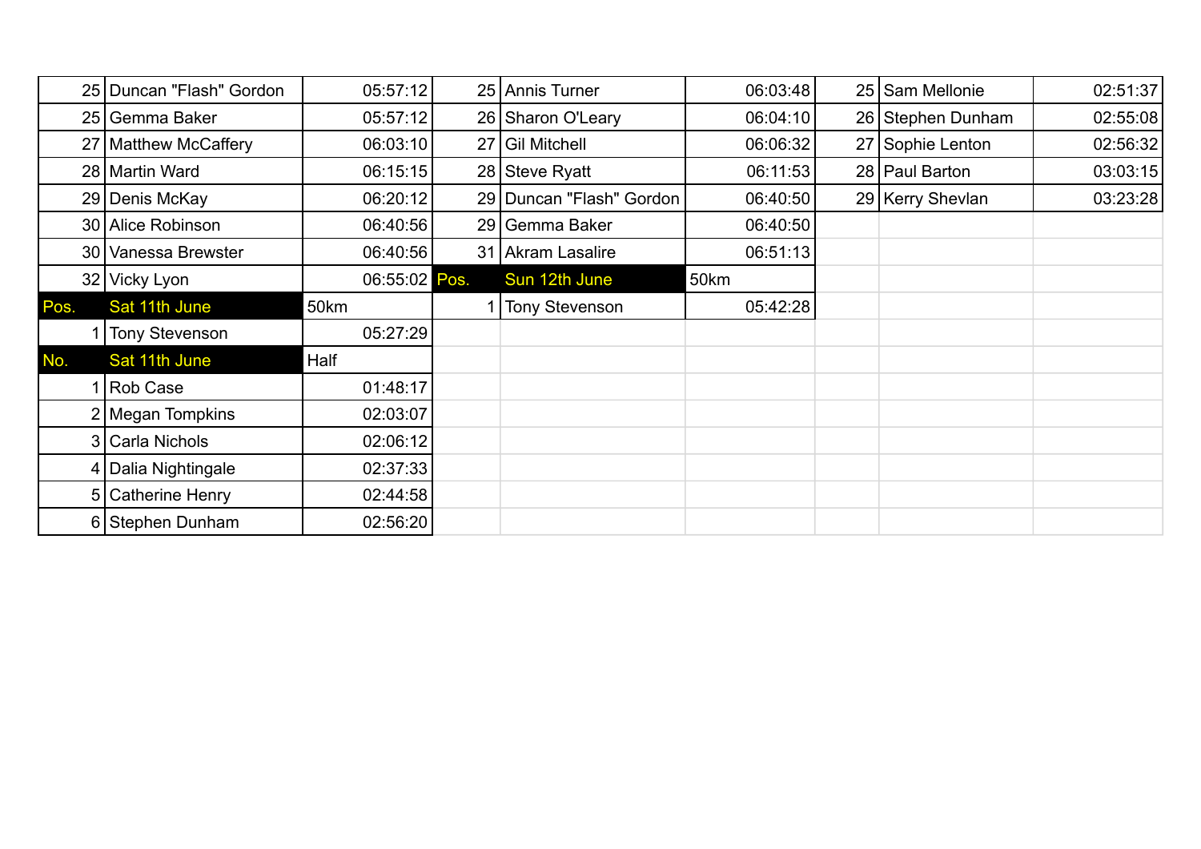| | | |
|---|---|---|
| 25 | Duncan "Flash" Gordon | 05:57:12 |
| 25 | Gemma Baker | 05:57:12 |
| 27 | Matthew McCaffery | 06:03:10 |
| 28 | Martin Ward | 06:15:15 |
| 29 | Denis McKay | 06:20:12 |
| 30 | Alice Robinson | 06:40:56 |
| 30 | Vanessa Brewster | 06:40:56 |
| 32 | Vicky Lyon | 06:55:02 |
| Pos. | Sat 11th June | 50km |
| 1 | Tony Stevenson | 05:27:29 |
| No. | Sat 11th June | Half |
| 1 | Rob Case | 01:48:17 |
| 2 | Megan Tompkins | 02:03:07 |
| 3 | Carla Nichols | 02:06:12 |
| 4 | Dalia Nightingale | 02:37:33 |
| 5 | Catherine Henry | 02:44:58 |
| 6 | Stephen Dunham | 02:56:20 |

| | | |
|---|---|---|
| 25 | Annis Turner | 06:03:48 |
| 26 | Sharon O'Leary | 06:04:10 |
| 27 | Gil Mitchell | 06:06:32 |
| 28 | Steve Ryatt | 06:11:53 |
| 29 | Duncan "Flash" Gordon | 06:40:50 |
| 29 | Gemma Baker | 06:40:50 |
| 31 | Akram Lasalire | 06:51:13 |
| Pos. | Sun 12th June | 50km |
| 1 | Tony Stevenson | 05:42:28 |

| | | |
|---|---|---|
| 25 | Sam Mellonie | 02:51:37 |
| 26 | Stephen Dunham | 02:55:08 |
| 27 | Sophie Lenton | 02:56:32 |
| 28 | Paul Barton | 03:03:15 |
| 29 | Kerry Shevlan | 03:23:28 |